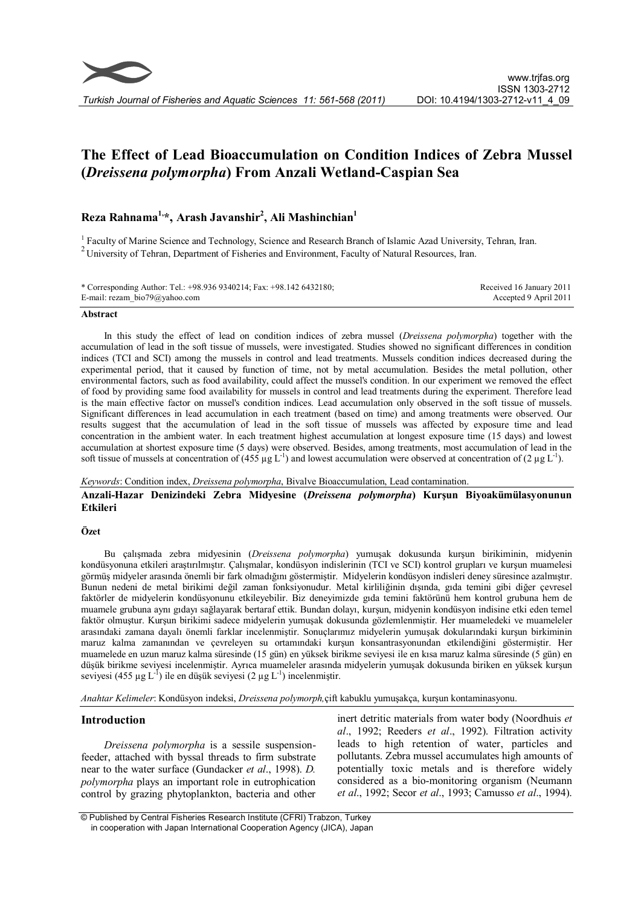# The Effect of Lead Bioaccumulation on Condition Indices of Zebra Mussel (*Dreissena polymorpha*) From Anzali Wetland-Caspian Sea

**Reza Rahnama[1,*], Arash Javanshir[2], Ali Mashinchian[1]**

[1] Faculty of Marine Science and Technology, Science and Research Branch of Islamic Azad University, Tehran, Iran.
[2] University of Tehran, Department of Fisheries and Environment, Faculty of Natural Resources, Iran.

\* Corresponding Author: Tel.: +98.936 9340214; Fax: +98.142 6432180;
E-mail: rezam_bio79@yahoo.com

Received 16 January 2011
Accepted 9 April 2011

## Abstract

In this study the effect of lead on condition indices of zebra mussel (*Dreissena polymorpha*) together with the accumulation of lead in the soft tissue of mussels, were investigated. Studies showed no significant differences in condition indices (TCI and SCI) among the mussels in control and lead treatments. Mussels condition indices decreased during the experimental period, that it caused by function of time, not by metal accumulation. Besides the metal pollution, other environmental factors, such as food availability, could affect the mussel's condition. In our experiment we removed the effect of food by providing same food availability for mussels in control and lead treatments during the experiment. Therefore lead is the main effective factor on mussel's condition indices. Lead accumulation only observed in the soft tissue of mussels. Significant differences in lead accumulation in each treatment (based on time) and among treatments were observed. Our results suggest that the accumulation of lead in the soft tissue of mussels was affected by exposure time and lead concentration in the ambient water. In each treatment highest accumulation at longest exposure time (15 days) and lowest accumulation at shortest exposure time (5 days) were observed. Besides, among treatments, most accumulation of lead in the soft tissue of mussels at concentration of (455 µg $L^{-1}$) and lowest accumulation were observed at concentration of (2 µg $L^{-1}$).

*Keywords*: Condition index, *Dreissena polymorpha*, Bivalve Bioaccumulation, Lead contamination.

## Anzali-Hazar Denizindeki Zebra Midyesine (*Dreissena polymorpha*) Kurşun Biyoakümülasyonunun Etkileri

### Özet

Bu çalışmada zebra midyesinin (*Dreissena polymorpha*) yumuşak dokusunda kurşun birikiminin, midyenin kondüsyonuna etkileri araştırılmıştır. Çalışmalar, kondüsyon indislerinin (TCI ve SCI) kontrol grupları ve kurşun muamelesi görmüş midyeler arasında önemli bir fark olmadığını göstermiştir. Midyelerin kondüsyon indisleri deney süresince azalmıştır. Bunun nedeni de metal birikimi değil zaman fonksiyonudur. Metal kirliliğinin dışında, gıda temini gibi diğer çevresel faktörler de midyelerin kondüsyonunu etkileyebilir. Biz deneyimizde gıda temini faktörünü hem kontrol grubuna hem de muamele grubuna aynı gıdayı sağlayarak bertaraf ettik. Bundan dolayı, kurşun, midyenin kondüsyon indisine etki eden temel faktör olmuştur. Kurşun birikimi sadece midyelerin yumuşak dokusunda gözlemlenmiştir. Her muameledeki ve muameleler arasındaki zamana dayalı önemli farklar incelenmiştir. Sonuçlarımız midyelerin yumuşak dokularındaki kurşun birkiminin maruz kalma zamanından ve çevreleyen su ortamındaki kurşun konsantrasyonundan etkilendiğini göstermiştir. Her muamelede en uzun maruz kalma süresinde (15 gün) en yüksek birikme seviyesi ile en kısa maruz kalma süresinde (5 gün) en düşük birikme seviyesi incelenmiştir. Ayrıca muameleler arasında midyelerin yumuşak dokusunda biriken en yüksek kurşun seviyesi (455 µg $L^{-1}$) ile en düşük seviyesi (2 µg $L^{-1}$) incelenmiştir.

*Anahtar Kelimeler*: Kondüsyon indeksi, *Dreissena polymorph*,çift kabuklu yumuşakça, kurşun kontaminasyonu.

## Introduction

*Dreissena polymorpha* is a sessile suspension-feeder, attached with byssal threads to firm substrate near to the water surface (Gundacker *et al*., 1998). *D. polymorpha* plays an important role in eutrophication control by grazing phytoplankton, bacteria and other inert detritic materials from water body (Noordhuis *et al*., 1992; Reeders *et al*., 1992). Filtration activity leads to high retention of water, particles and pollutants. Zebra mussel accumulates high amounts of potentially toxic metals and is therefore widely considered as a bio-monitoring organism (Neumann *et al*., 1992; Secor *et al*., 1993; Camusso *et al*., 1994).

© Published by Central Fisheries Research Institute (CFRI) Trabzon, Turkey in cooperation with Japan International Cooperation Agency (JICA), Japan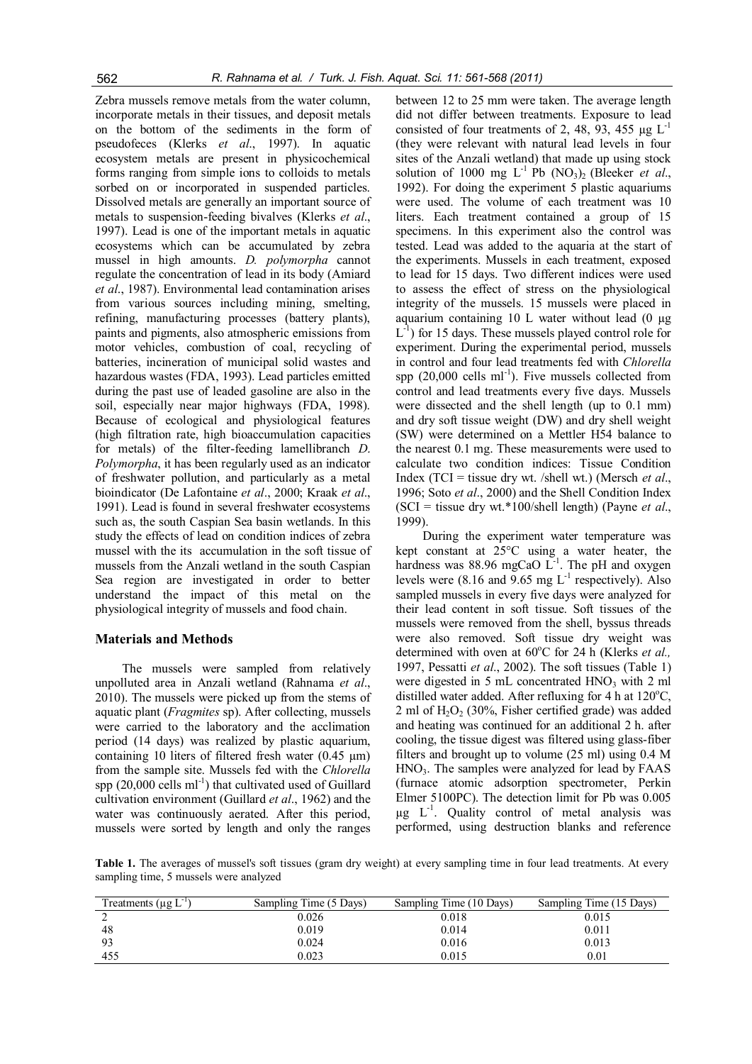Zebra mussels remove metals from the water column, incorporate metals in their tissues, and deposit metals on the bottom of the sediments in the form of pseudofeces (Klerks *et al*., 1997). In aquatic ecosystem metals are present in physicochemical forms ranging from simple ions to colloids to metals sorbed on or incorporated in suspended particles. Dissolved metals are generally an important source of metals to suspension-feeding bivalves (Klerks *et al*., 1997). Lead is one of the important metals in aquatic ecosystems which can be accumulated by zebra mussel in high amounts. *D. polymorpha* cannot regulate the concentration of lead in its body (Amiard *et al*., 1987). Environmental lead contamination arises from various sources including mining, smelting, refining, manufacturing processes (battery plants), paints and pigments, also atmospheric emissions from motor vehicles, combustion of coal, recycling of batteries, incineration of municipal solid wastes and hazardous wastes (FDA, 1993). Lead particles emitted during the past use of leaded gasoline are also in the soil, especially near major highways (FDA, 1998). Because of ecological and physiological features (high filtration rate, high bioaccumulation capacities for metals) of the filter-feeding lamellibranch *D. Polymorpha*, it has been regularly used as an indicator of freshwater pollution, and particularly as a metal bioindicator (De Lafontaine *et al*., 2000; Kraak *et al*., 1991). Lead is found in several freshwater ecosystems such as, the south Caspian Sea basin wetlands. In this study the effects of lead on condition indices of zebra mussel with the its accumulation in the soft tissue of mussels from the Anzali wetland in the south Caspian Sea region are investigated in order to better understand the impact of this metal on the physiological integrity of mussels and food chain.

## Materials and Methods

The mussels were sampled from relatively unpolluted area in Anzali wetland (Rahnama *et al*., 2010). The mussels were picked up from the stems of aquatic plant (*Fragmites* sp). After collecting, mussels were carried to the laboratory and the acclimation period (14 days) was realized by plastic aquarium, containing 10 liters of filtered fresh water (0.45 µm) from the sample site. Mussels fed with the *Chlorella* spp (20,000 cells $ml^{-1}$) that cultivated used of Guillard cultivation environment (Guillard *et al*., 1962) and the water was continuously aerated. After this period, mussels were sorted by length and only the ranges between 12 to 25 mm were taken. The average length did not differ between treatments. Exposure to lead consisted of four treatments of 2, 48, 93, 455 µg $L^{-1}$ (they were relevant with natural lead levels in four sites of the Anzali wetland) that made up using stock solution of 1000 mg $L^{-1}$ Pb $(NO_3)_2$ (Bleeker *et al*., 1992). For doing the experiment 5 plastic aquariums were used. The volume of each treatment was 10 liters. Each treatment contained a group of 15 specimens. In this experiment also the control was tested. Lead was added to the aquaria at the start of the experiments. Mussels in each treatment, exposed to lead for 15 days. Two different indices were used to assess the effect of stress on the physiological integrity of the mussels. 15 mussels were placed in aquarium containing 10 L water without lead (0 µg $L^{-1}$) for 15 days. These mussels played control role for experiment. During the experimental period, mussels in control and four lead treatments fed with *Chlorella* spp (20,000 cells $ml^{-1}$). Five mussels collected from control and lead treatments every five days. Mussels were dissected and the shell length (up to 0.1 mm) and dry soft tissue weight (DW) and dry shell weight (SW) were determined on a Mettler H54 balance to the nearest 0.1 mg. These measurements were used to calculate two condition indices: Tissue Condition Index (TCI = tissue dry wt. /shell wt.) (Mersch *et al*., 1996; Soto *et al*., 2000) and the Shell Condition Index (SCI = tissue dry wt.*100/shell length) (Payne *et al*., 1999).

During the experiment water temperature was kept constant at 25°C using a water heater, the hardness was 88.96 mgCaO $L^{-1}$. The pH and oxygen levels were (8.16 and 9.65 mg $L^{-1}$ respectively). Also sampled mussels in every five days were analyzed for their lead content in soft tissue. Soft tissues of the mussels were removed from the shell, byssus threads were also removed. Soft tissue dry weight was determined with oven at 60°C for 24 h (Klerks *et al.,* 1997, Pessatti *et al*., 2002). The soft tissues (Table 1) were digested in 5 mL concentrated $HNO_3$ with 2 ml distilled water added. After refluxing for 4 h at 120°C, 2 ml of $H_2O_2$ (30%, Fisher certified grade) was added and heating was continued for an additional 2 h. after cooling, the tissue digest was filtered using glass-fiber filters and brought up to volume (25 ml) using 0.4 M $HNO_3$. The samples were analyzed for lead by FAAS (furnace atomic adsorption spectrometer, Perkin Elmer 5100PC). The detection limit for Pb was 0.005 µg $L^{-1}$. Quality control of metal analysis was performed, using destruction blanks and reference

**Table 1.** The averages of mussel's soft tissues (gram dry weight) at every sampling time in four lead treatments. At every sampling time, 5 mussels were analyzed

| Treatments (µg $L^{-1}$) | Sampling Time (5 Days) | Sampling Time (10 Days) | Sampling Time (15 Days) |
|---|---|---|---|
| 2 | 0.026 | 0.018 | 0.015 |
| 48 | 0.019 | 0.014 | 0.011 |
| 93 | 0.024 | 0.016 | 0.013 |
| 455 | 0.023 | 0.015 | 0.01 |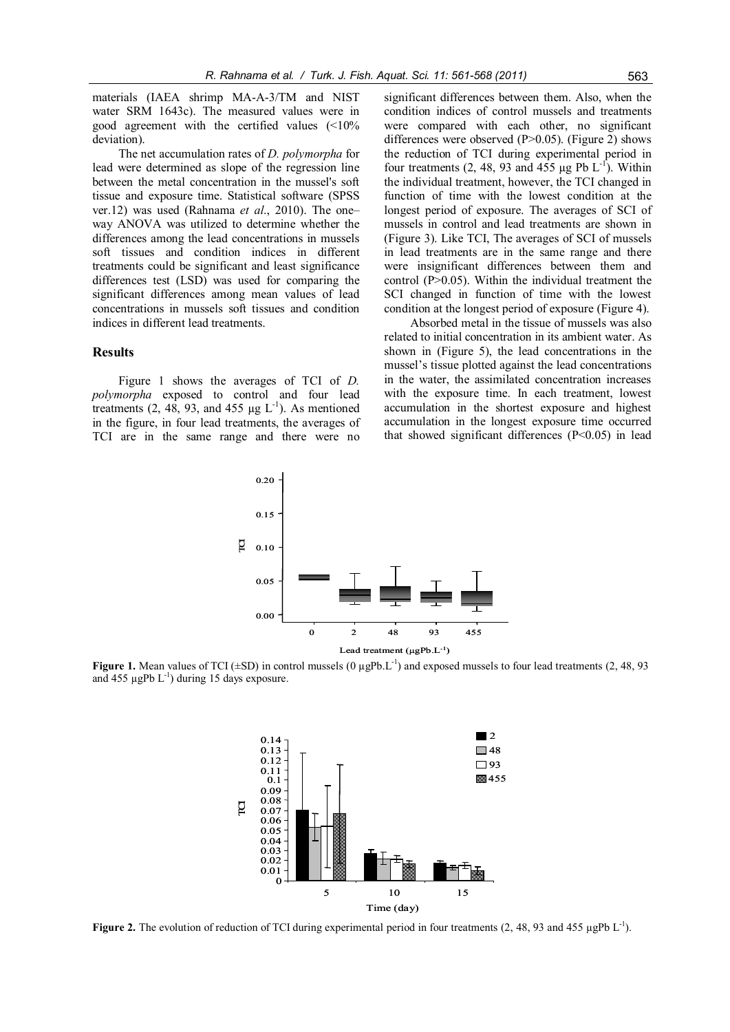materials (IAEA shrimp MA-A-3/TM and NIST water SRM 1643c). The measured values were in good agreement with the certified values (<10% deviation).

The net accumulation rates of *D. polymorpha* for lead were determined as slope of the regression line between the metal concentration in the mussel's soft tissue and exposure time. Statistical software (SPSS ver.12) was used (Rahnama *et al*., 2010). The one–way ANOVA was utilized to determine whether the differences among the lead concentrations in mussels soft tissues and condition indices in different treatments could be significant and least significance differences test (LSD) was used for comparing the significant differences among mean values of lead concentrations in mussels soft tissues and condition indices in different lead treatments.

## Results

Figure 1 shows the averages of TCI of *D. polymorpha* exposed to control and four lead treatments (2, 48, 93, and 455 µg $L^{-1}$). As mentioned in the figure, in four lead treatments, the averages of TCI are in the same range and there were no significant differences between them. Also, when the condition indices of control mussels and treatments were compared with each other, no significant differences were observed ($P>0.05$). (Figure 2) shows the reduction of TCI during experimental period in four treatments (2, 48, 93 and 455 µg Pb $L^{-1}$). Within the individual treatment, however, the TCI changed in function of time with the lowest condition at the longest period of exposure. The averages of SCI of mussels in control and lead treatments are shown in (Figure 3). Like TCI, The averages of SCI of mussels in lead treatments are in the same range and there were insignificant differences between them and control ($P>0.05$). Within the individual treatment the SCI changed in function of time with the lowest condition at the longest period of exposure (Figure 4).

Absorbed metal in the tissue of mussels was also related to initial concentration in its ambient water. As shown in (Figure 5), the lead concentrations in the mussel's tissue plotted against the lead concentrations in the water, the assimilated concentration increases with the exposure time. In each treatment, lowest accumulation in the shortest exposure and highest accumulation in the longest exposure time occurred that showed significant differences ($P<0.05$) in lead

**Figure 1.** Mean values of TCI (±SD) in control mussels (0 µgPb.$L^{-1}$) and exposed mussels to four lead treatments (2, 48, 93 and 455 µgPb $L^{-1}$) during 15 days exposure.

**Figure 2.** The evolution of reduction of TCI during experimental period in four treatments (2, 48, 93 and 455 µgPb $L^{-1}$).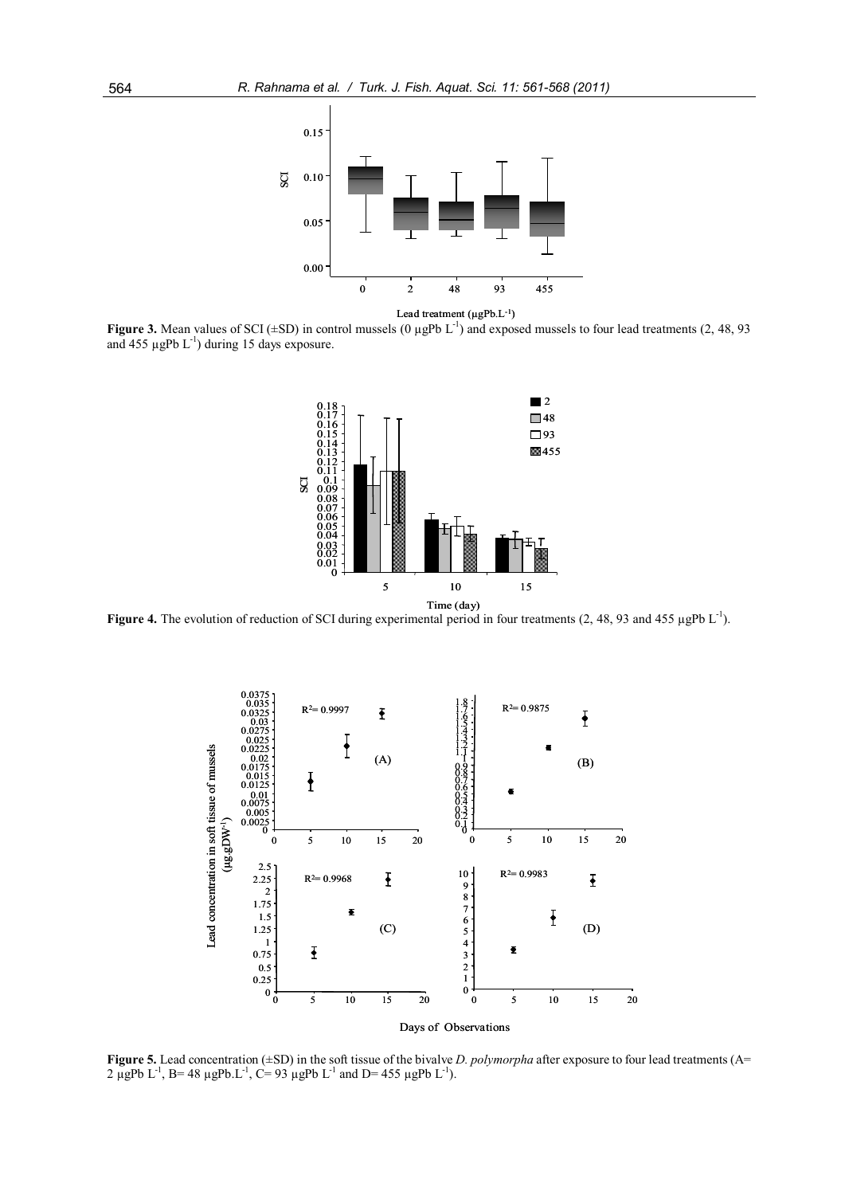**Figure 3.** Mean values of SCI (±SD) in control mussels (0 µgPb $L^{-1}$) and exposed mussels to four lead treatments (2, 48, 93 and 455 µgPb $L^{-1}$) during 15 days exposure.

**Figure 4.** The evolution of reduction of SCI during experimental period in four treatments (2, 48, 93 and 455 µgPb $L^{-1}$).

**Figure 5.** Lead concentration (±SD) in the soft tissue of the bivalve *D. polymorpha* after exposure to four lead treatments (A= 2 µgPb $L^{-1}$, B= 48 µgPb.$L^{-1}$, C= 93 µgPb $L^{-1}$ and D= 455 µgPb $L^{-1}$).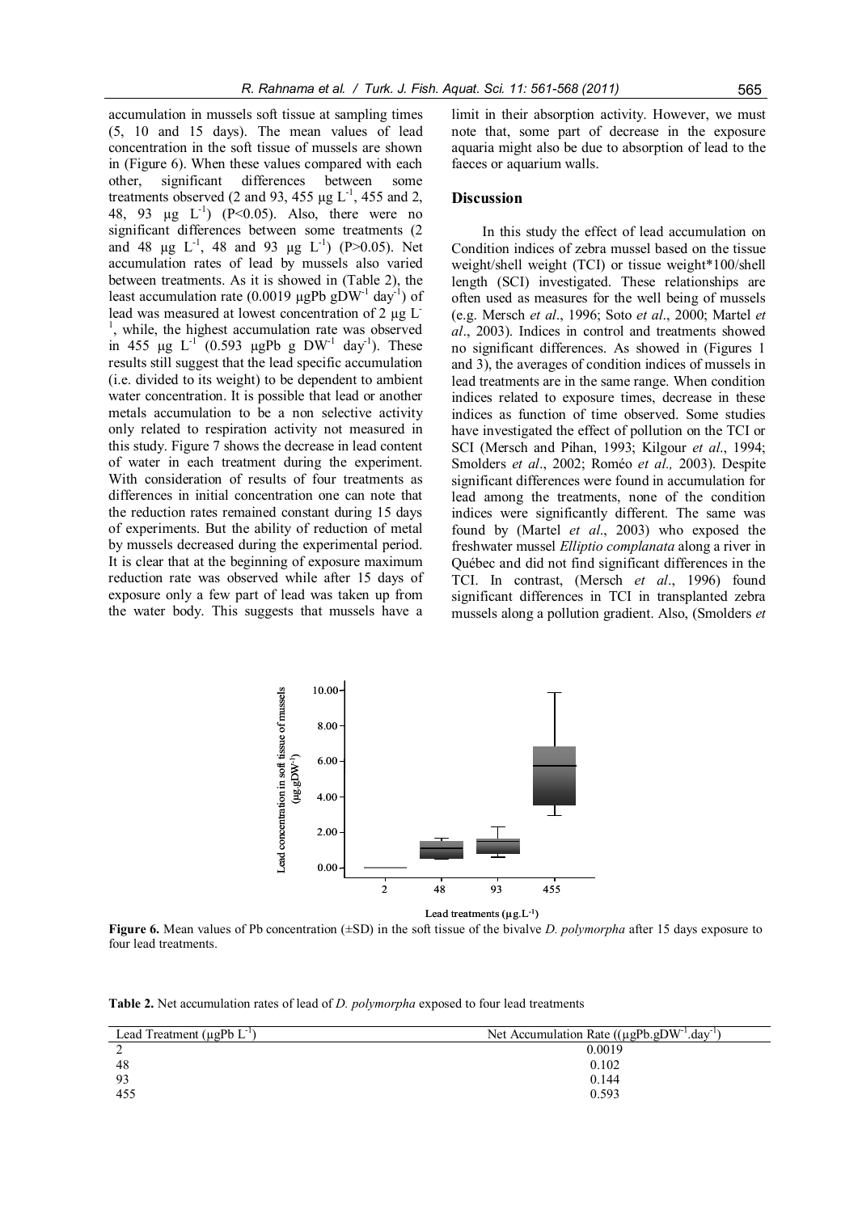accumulation in mussels soft tissue at sampling times (5, 10 and 15 days). The mean values of lead concentration in the soft tissue of mussels are shown in (Figure 6). When these values compared with each other, significant differences between some treatments observed (2 and 93, 455 µg $L^{-1}$, 455 and 2, 48, 93 µg $L^{-1}$) ($P<0.05$). Also, there were no significant differences between some treatments (2 and 48 µg $L^{-1}$, 48 and 93 µg $L^{-1}$) ($P>0.05$). Net accumulation rates of lead by mussels also varied between treatments. As it is showed in (Table 2), the least accumulation rate (0.0019 µgPb $gDW^{-1}$ $day^{-1}$) of lead was measured at lowest concentration of 2 µg $L^{-1}$, while, the highest accumulation rate was observed in 455 µg $L^{-1}$ (0.593 µgPb g $DW^{-1}$ $day^{-1}$). These results still suggest that the lead specific accumulation (i.e. divided to its weight) to be dependent to ambient water concentration. It is possible that lead or another metals accumulation to be a non selective activity only related to respiration activity not measured in this study. Figure 7 shows the decrease in lead content of water in each treatment during the experiment. With consideration of results of four treatments as differences in initial concentration one can note that the reduction rates remained constant during 15 days of experiments. But the ability of reduction of metal by mussels decreased during the experimental period. It is clear that at the beginning of exposure maximum reduction rate was observed while after 15 days of exposure only a few part of lead was taken up from the water body. This suggests that mussels have a limit in their absorption activity. However, we must note that, some part of decrease in the exposure aquaria might also be due to absorption of lead to the faeces or aquarium walls.

## Discussion

In this study the effect of lead accumulation on Condition indices of zebra mussel based on the tissue weight/shell weight (TCI) or tissue weight*100/shell length (SCI) investigated. These relationships are often used as measures for the well being of mussels (e.g. Mersch *et al*., 1996; Soto *et al*., 2000; Martel *et al*., 2003). Indices in control and treatments showed no significant differences. As showed in (Figures 1 and 3), the averages of condition indices of mussels in lead treatments are in the same range. When condition indices related to exposure times, decrease in these indices as function of time observed. Some studies have investigated the effect of pollution on the TCI or SCI (Mersch and Pihan, 1993; Kilgour *et al*., 1994; Smolders *et al*., 2002; Roméo *et al.,* 2003). Despite significant differences were found in accumulation for lead among the treatments, none of the condition indices were significantly different. The same was found by (Martel *et al*., 2003) who exposed the freshwater mussel *Elliptio complanata* along a river in Québec and did not find significant differences in the TCI. In contrast, (Mersch *et al*., 1996) found significant differences in TCI in transplanted zebra mussels along a pollution gradient. Also, (Smolders *et*

**Figure 6.** Mean values of Pb concentration (±SD) in the soft tissue of the bivalve *D. polymorpha* after 15 days exposure to four lead treatments.

**Table 2.** Net accumulation rates of lead of *D. polymorpha* exposed to four lead treatments

| Lead Treatment (µgPb $L^{-1}$) | Net Accumulation Rate ((µgPb.$gDW^{-1}$.$day^{-1}$) |
|---|---|
| 2 | 0.0019 |
| 48 | 0.102 |
| 93 | 0.144 |
| 455 | 0.593 |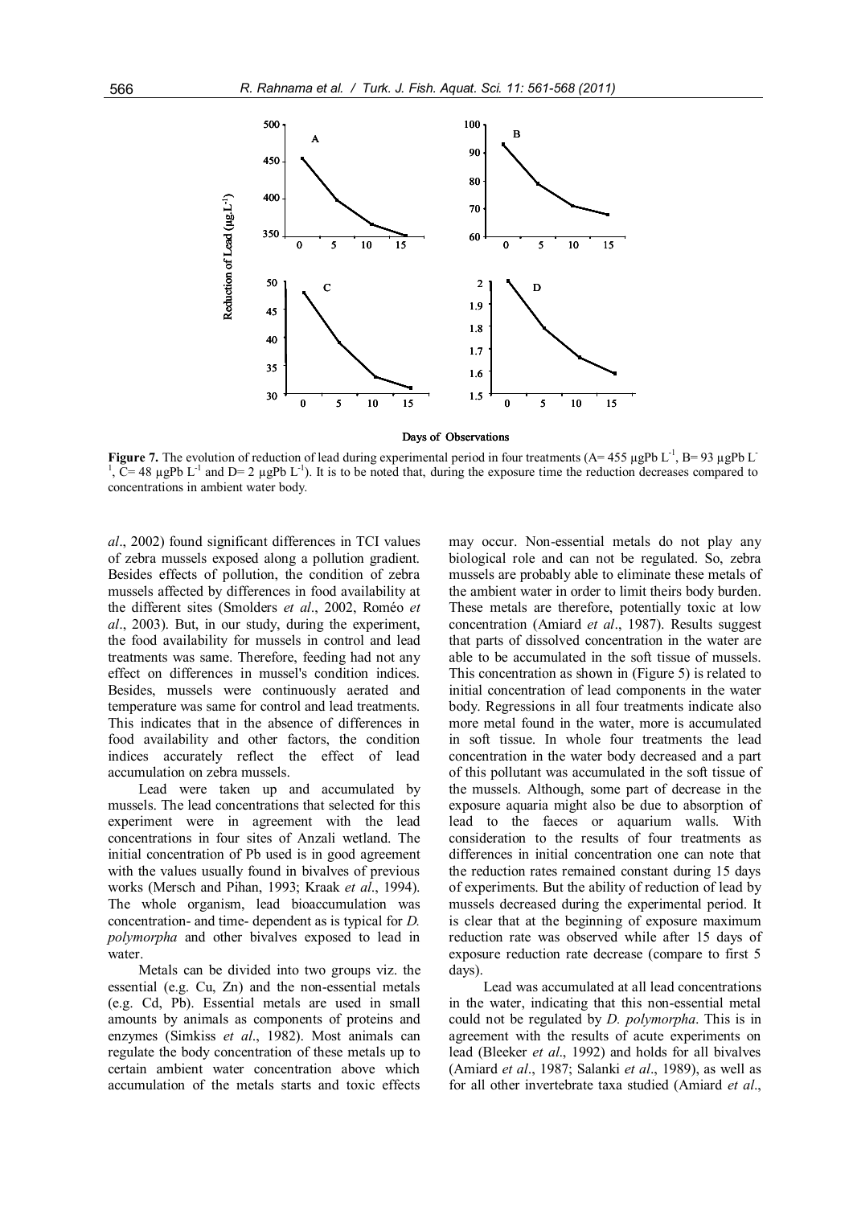**Figure 7.** The evolution of reduction of lead during experimental period in four treatments (A= 455 µgPb $L^{-1}$, B= 93 µgPb $L^{-1}$, C= 48 µgPb $L^{-1}$ and D= 2 µgPb $L^{-1}$). It is to be noted that, during the exposure time the reduction decreases compared to concentrations in ambient water body.

*al*., 2002) found significant differences in TCI values of zebra mussels exposed along a pollution gradient. Besides effects of pollution, the condition of zebra mussels affected by differences in food availability at the different sites (Smolders *et al*., 2002, Roméo *et al*., 2003). But, in our study, during the experiment, the food availability for mussels in control and lead treatments was same. Therefore, feeding had not any effect on differences in mussel's condition indices. Besides, mussels were continuously aerated and temperature was same for control and lead treatments. This indicates that in the absence of differences in food availability and other factors, the condition indices accurately reflect the effect of lead accumulation on zebra mussels.

Lead were taken up and accumulated by mussels. The lead concentrations that selected for this experiment were in agreement with the lead concentrations in four sites of Anzali wetland. The initial concentration of Pb used is in good agreement with the values usually found in bivalves of previous works (Mersch and Pihan, 1993; Kraak *et al*., 1994). The whole organism, lead bioaccumulation was concentration- and time- dependent as is typical for *D. polymorpha* and other bivalves exposed to lead in water.

Metals can be divided into two groups viz. the essential (e.g. Cu, Zn) and the non-essential metals (e.g. Cd, Pb). Essential metals are used in small amounts by animals as components of proteins and enzymes (Simkiss *et al*., 1982). Most animals can regulate the body concentration of these metals up to certain ambient water concentration above which accumulation of the metals starts and toxic effects may occur. Non-essential metals do not play any biological role and can not be regulated. So, zebra mussels are probably able to eliminate these metals of the ambient water in order to limit theirs body burden. These metals are therefore, potentially toxic at low concentration (Amiard *et al*., 1987). Results suggest that parts of dissolved concentration in the water are able to be accumulated in the soft tissue of mussels. This concentration as shown in (Figure 5) is related to initial concentration of lead components in the water body. Regressions in all four treatments indicate also more metal found in the water, more is accumulated in soft tissue. In whole four treatments the lead concentration in the water body decreased and a part of this pollutant was accumulated in the soft tissue of the mussels. Although, some part of decrease in the exposure aquaria might also be due to absorption of lead to the faeces or aquarium walls. With consideration to the results of four treatments as differences in initial concentration one can note that the reduction rates remained constant during 15 days of experiments. But the ability of reduction of lead by mussels decreased during the experimental period. It is clear that at the beginning of exposure maximum reduction rate was observed while after 15 days of exposure reduction rate decrease (compare to first 5 days).

Lead was accumulated at all lead concentrations in the water, indicating that this non-essential metal could not be regulated by *D. polymorpha*. This is in agreement with the results of acute experiments on lead (Bleeker *et al*., 1992) and holds for all bivalves (Amiard *et al*., 1987; Salanki *et al*., 1989), as well as for all other invertebrate taxa studied (Amiard *et al*.,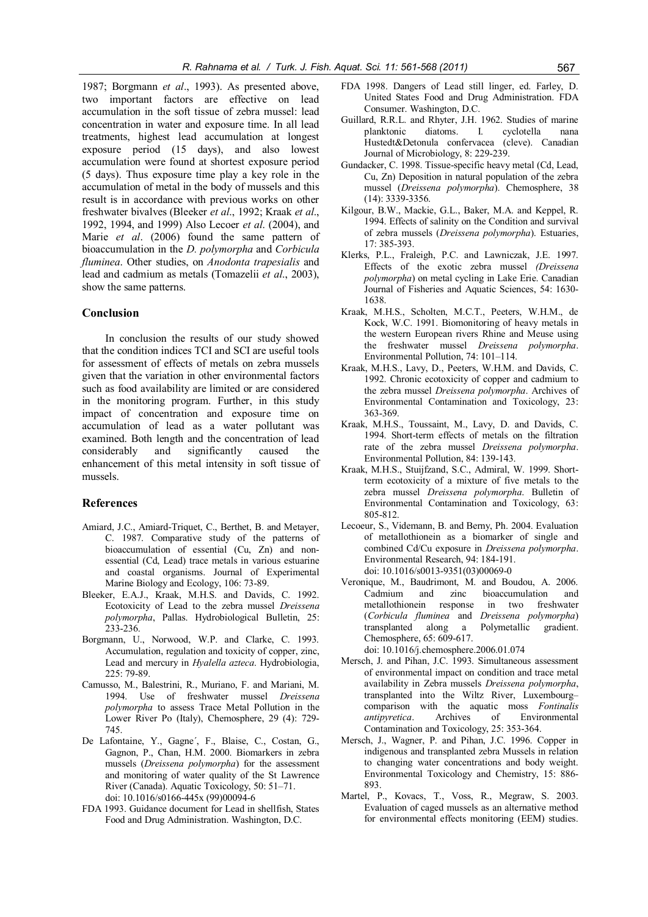1987; Borgmann *et al*., 1993). As presented above, two important factors are effective on lead accumulation in the soft tissue of zebra mussel: lead concentration in water and exposure time. In all lead treatments, highest lead accumulation at longest exposure period (15 days), and also lowest accumulation were found at shortest exposure period (5 days). Thus exposure time play a key role in the accumulation of metal in the body of mussels and this result is in accordance with previous works on other freshwater bivalves (Bleeker *et al*., 1992; Kraak *et al*., 1992, 1994, and 1999) Also Lecoer *et al*. (2004), and Marie *et al*. (2006) found the same pattern of bioaccumulation in the *D. polymorpha* and *Corbicula fluminea*. Other studies, on *Anodonta trapesialis* and lead and cadmium as metals (Tomazelii *et al*., 2003), show the same patterns.

## Conclusion

In conclusion the results of our study showed that the condition indices TCI and SCI are useful tools for assessment of effects of metals on zebra mussels given that the variation in other environmental factors such as food availability are limited or are considered in the monitoring program. Further, in this study impact of concentration and exposure time on accumulation of lead as a water pollutant was examined. Both length and the concentration of lead considerably and significantly caused the enhancement of this metal intensity in soft tissue of mussels.

## References

Amiard, J.C., Amiard-Triquet, C., Berthet, B. and Metayer, C. 1987. Comparative study of the patterns of bioaccumulation of essential (Cu, Zn) and non-essential (Cd, Lead) trace metals in various estuarine and coastal organisms. Journal of Experimental Marine Biology and Ecology, 106: 73-89.

Bleeker, E.A.J., Kraak, M.H.S. and Davids, C. 1992. Ecotoxicity of Lead to the zebra mussel *Dreissena polymorpha*, Pallas. Hydrobiological Bulletin, 25: 233-236.

Borgmann, U., Norwood, W.P. and Clarke, C. 1993. Accumulation, regulation and toxicity of copper, zinc, Lead and mercury in *Hyalella azteca*. Hydrobiologia, 225: 79-89.

Camusso, M., Balestrini, R., Muriano, F. and Mariani, M. 1994. Use of freshwater mussel *Dreissena polymorpha* to assess Trace Metal Pollution in the Lower River Po (Italy), Chemosphere, 29 (4): 729-745.

De Lafontaine, Y., Gagne´, F., Blaise, C., Costan, G., Gagnon, P., Chan, H.M. 2000. Biomarkers in zebra mussels (*Dreissena polymorpha*) for the assessment and monitoring of water quality of the St Lawrence River (Canada). Aquatic Toxicology, 50: 51–71. doi: 10.1016/s0166-445x (99)00094-6

FDA 1993. Guidance document for Lead in shellfish, States Food and Drug Administration. Washington, D.C.

FDA 1998. Dangers of Lead still linger, ed. Farley, D. United States Food and Drug Administration. FDA Consumer. Washington, D.C.

Guillard, R.R.L. and Rhyter, J.H. 1962. Studies of marine planktonic diatoms. I. cyclotella nana Hustedt&Detonula confervacea (cleve). Canadian Journal of Microbiology, 8: 229-239.

Gundacker, C. 1998. Tissue-specific heavy metal (Cd, Lead, Cu, Zn) Deposition in natural population of the zebra mussel (*Dreissena polymorpha*). Chemosphere, 38 (14): 3339-3356.

Kilgour, B.W., Mackie, G.L., Baker, M.A. and Keppel, R. 1994. Effects of salinity on the Condition and survival of zebra mussels (*Dreissena polymorpha*). Estuaries, 17: 385-393.

Klerks, P.L., Fraleigh, P.C. and Lawniczak, J.E. 1997. Effects of the exotic zebra mussel *(Dreissena polymorpha*) on metal cycling in Lake Erie. Canadian Journal of Fisheries and Aquatic Sciences, 54: 1630-1638.

Kraak, M.H.S., Scholten, M.C.T., Peeters, W.H.M., de Kock, W.C. 1991. Biomonitoring of heavy metals in the western European rivers Rhine and Meuse using the freshwater mussel *Dreissena polymorpha*. Environmental Pollution, 74: 101–114.

Kraak, M.H.S., Lavy, D., Peeters, W.H.M. and Davids, C. 1992. Chronic ecotoxicity of copper and cadmium to the zebra mussel *Dreissena polymorpha*. Archives of Environmental Contamination and Toxicology, 23: 363-369.

Kraak, M.H.S., Toussaint, M., Lavy, D. and Davids, C. 1994. Short-term effects of metals on the filtration rate of the zebra mussel *Dreissena polymorpha*. Environmental Pollution, 84: 139-143.

Kraak, M.H.S., Stuijfzand, S.C., Admiral, W. 1999. Short-term ecotoxicity of a mixture of five metals to the zebra mussel *Dreissena polymorpha*. Bulletin of Environmental Contamination and Toxicology, 63: 805-812.

Lecoeur, S., Videmann, B. and Berny, Ph. 2004. Evaluation of metallothionein as a biomarker of single and combined Cd/Cu exposure in *Dreissena polymorpha*. Environmental Research, 94: 184-191. doi: 10.1016/s0013-9351(03)00069-0

Veronique, M., Baudrimont, M. and Boudou, A. 2006. Cadmium and zinc bioaccumulation and metallothionein response in two freshwater (*Corbicula fluminea* and *Dreissena polymorpha*) transplanted along a Polymetallic gradient. Chemosphere, 65: 609-617. doi: 10.1016/j.chemosphere.2006.01.074

Mersch, J. and Pihan, J.C. 1993. Simultaneous assessment of environmental impact on condition and trace metal availability in Zebra mussels *Dreissena polymorpha*, transplanted into the Wiltz River, Luxembourg–comparison with the aquatic moss *Fontinalis antipyretica*. Archives of Environmental Contamination and Toxicology, 25: 353-364.

Mersch, J., Wagner, P. and Pihan, J.C. 1996. Copper in indigenous and transplanted zebra Mussels in relation to changing water concentrations and body weight. Environmental Toxicology and Chemistry, 15: 886-893.

Martel, P., Kovacs, T., Voss, R., Megraw, S. 2003. Evaluation of caged mussels as an alternative method for environmental effects monitoring (EEM) studies.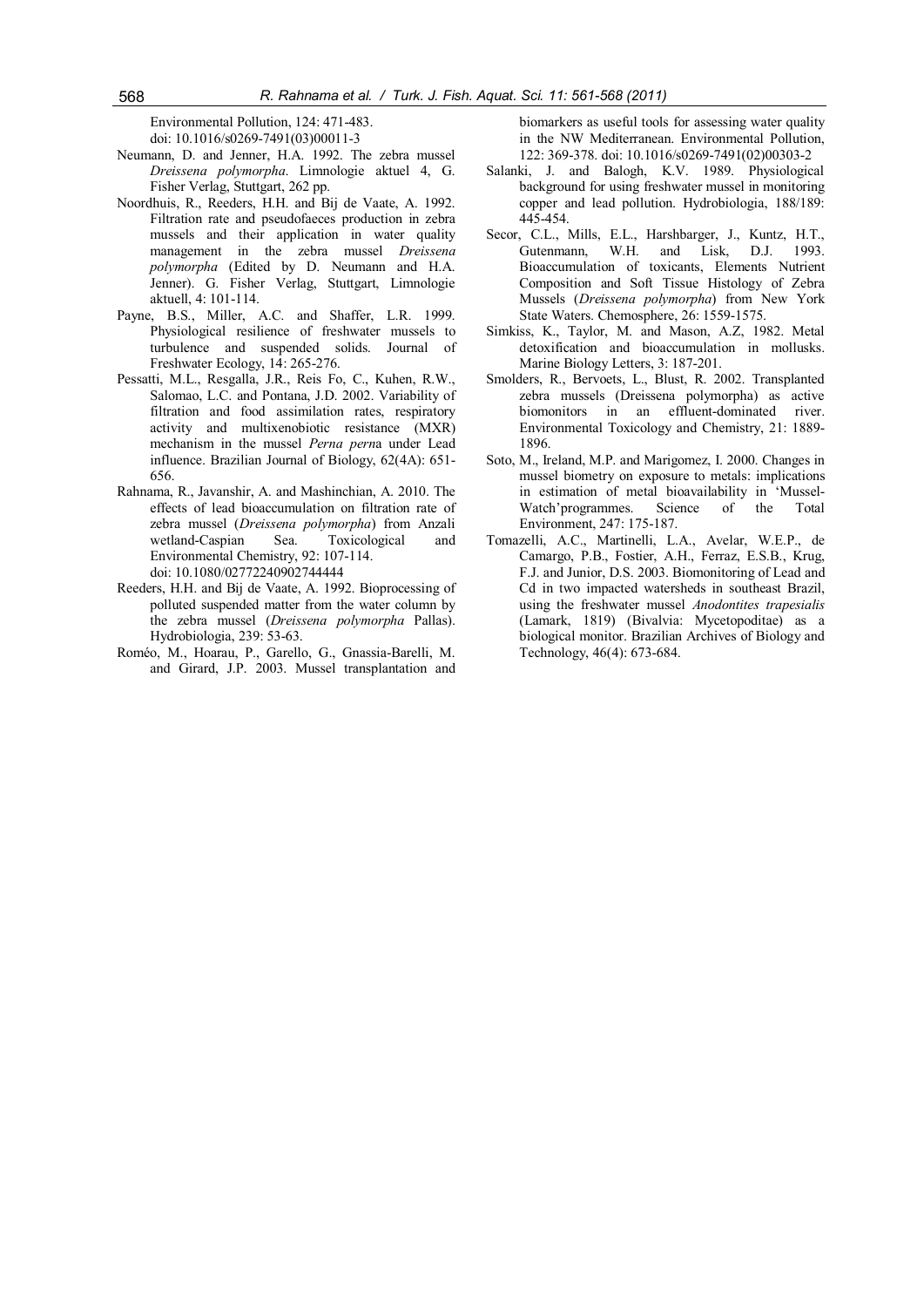Environmental Pollution, 124: 471-483. doi: 10.1016/s0269-7491(03)00011-3

Neumann, D. and Jenner, H.A. 1992. The zebra mussel *Dreissena polymorpha*. Limnologie aktuel 4, G. Fisher Verlag, Stuttgart, 262 pp.

Noordhuis, R., Reeders, H.H. and Bij de Vaate, A. 1992. Filtration rate and pseudofaeces production in zebra mussels and their application in water quality management in the zebra mussel *Dreissena polymorpha* (Edited by D. Neumann and H.A. Jenner). G. Fisher Verlag, Stuttgart, Limnologie aktuell, 4: 101-114.

Payne, B.S., Miller, A.C. and Shaffer, L.R. 1999. Physiological resilience of freshwater mussels to turbulence and suspended solids. Journal of Freshwater Ecology, 14: 265-276.

Pessatti, M.L., Resgalla, J.R., Reis Fo, C., Kuhen, R.W., Salomao, L.C. and Pontana, J.D. 2002. Variability of filtration and food assimilation rates, respiratory activity and multixenobiotic resistance (MXR) mechanism in the mussel *Perna perna* under Lead influence. Brazilian Journal of Biology, 62(4A): 651-656.

Rahnama, R., Javanshir, A. and Mashinchian, A. 2010. The effects of lead bioaccumulation on filtration rate of zebra mussel (*Dreissena polymorpha*) from Anzali wetland-Caspian Sea. Toxicological and Environmental Chemistry, 92: 107-114. doi: 10.1080/02772240902744444

Reeders, H.H. and Bij de Vaate, A. 1992. Bioprocessing of polluted suspended matter from the water column by the zebra mussel (*Dreissena polymorpha* Pallas). Hydrobiologia, 239: 53-63.

Roméo, M., Hoarau, P., Garello, G., Gnassia-Barelli, M. and Girard, J.P. 2003. Mussel transplantation and biomarkers as useful tools for assessing water quality in the NW Mediterranean. Environmental Pollution, 122: 369-378. doi: 10.1016/s0269-7491(02)00303-2

Salanki, J. and Balogh, K.V. 1989. Physiological background for using freshwater mussel in monitoring copper and lead pollution. Hydrobiologia, 188/189: 445-454.

Secor, C.L., Mills, E.L., Harshbarger, J., Kuntz, H.T., Gutenmann, W.H. and Lisk, D.J. 1993. Bioaccumulation of toxicants, Elements Nutrient Composition and Soft Tissue Histology of Zebra Mussels (*Dreissena polymorpha*) from New York State Waters. Chemosphere, 26: 1559-1575.

Simkiss, K., Taylor, M. and Mason, A.Z, 1982. Metal detoxification and bioaccumulation in mollusks. Marine Biology Letters, 3: 187-201.

Smolders, R., Bervoets, L., Blust, R. 2002. Transplanted zebra mussels (Dreissena polymorpha) as active biomonitors in an effluent-dominated river. Environmental Toxicology and Chemistry, 21: 1889-1896.

Soto, M., Ireland, M.P. and Marigomez, I. 2000. Changes in mussel biometry on exposure to metals: implications in estimation of metal bioavailability in 'Mussel-Watch'programmes. Science of the Total Environment, 247: 175-187.

Tomazelli, A.C., Martinelli, L.A., Avelar, W.E.P., de Camargo, P.B., Fostier, A.H., Ferraz, E.S.B., Krug, F.J. and Junior, D.S. 2003. Biomonitoring of Lead and Cd in two impacted watersheds in southeast Brazil, using the freshwater mussel *Anodontites trapesialis* (Lamark, 1819) (Bivalvia: Mycetopoditae) as a biological monitor. Brazilian Archives of Biology and Technology, 46(4): 673-684.